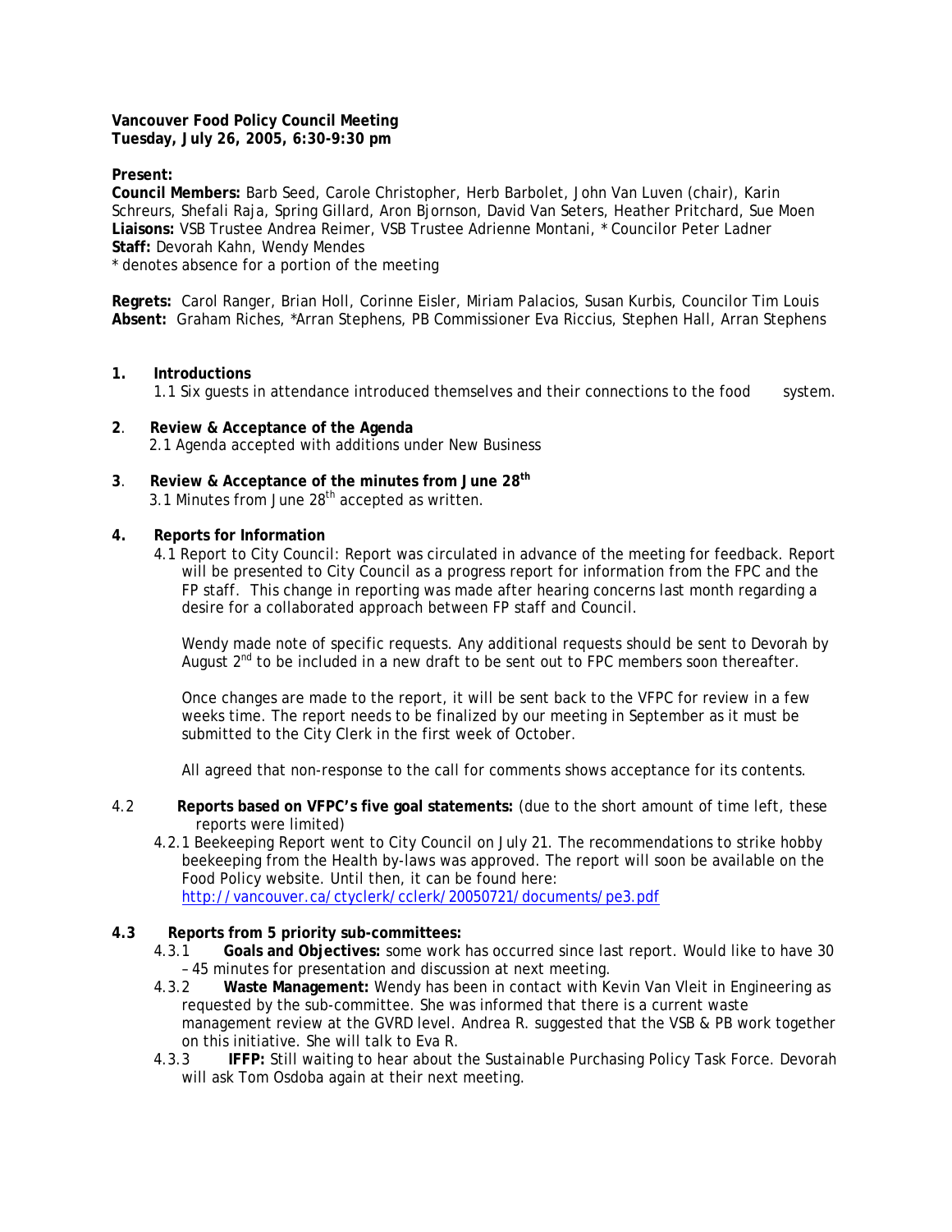**Vancouver Food Policy Council Meeting**
**Tuesday, July 26, 2005, 6:30-9:30 pm**

**Present:**
**Council Members:** Barb Seed, Carole Christopher, Herb Barbolet, John Van Luven (chair), Karin Schreurs, Shefali Raja, Spring Gillard, Aron Bjornson, David Van Seters, Heather Pritchard, Sue Moen
**Liaisons:** VSB Trustee Andrea Reimer, VSB Trustee Adrienne Montani, * Councilor Peter Ladner
**Staff:** Devorah Kahn, Wendy Mendes
* denotes absence for a portion of the meeting

**Regrets:** Carol Ranger, Brian Holl, Corinne Eisler, Miriam Palacios, Susan Kurbis, Councilor Tim Louis
**Absent:** Graham Riches, *Arran Stephens, PB Commissioner Eva Riccius, Stephen Hall, Arran Stephens

**1. Introductions**
1.1 Six guests in attendance introduced themselves and their connections to the food system.

**2. Review & Acceptance of the Agenda**
2.1 Agenda accepted with additions under New Business

**3. Review & Acceptance of the minutes from June 28th**
3.1 Minutes from June 28th accepted as written.

**4. Reports for Information**
4.1 Report to City Council: Report was circulated in advance of the meeting for feedback. Report will be presented to City Council as a progress report for information from the FPC and the FP staff. This change in reporting was made after hearing concerns last month regarding a desire for a collaborated approach between FP staff and Council.

Wendy made note of specific requests. Any additional requests should be sent to Devorah by August 2nd to be included in a new draft to be sent out to FPC members soon thereafter.

Once changes are made to the report, it will be sent back to the VFPC for review in a few weeks time. The report needs to be finalized by our meeting in September as it must be submitted to the City Clerk in the first week of October.

All agreed that non-response to the call for comments shows acceptance for its contents.

4.2 **Reports based on VFPC's five goal statements:** (due to the short amount of time left, these reports were limited)

4.2.1 Beekeeping Report went to City Council on July 21. The recommendations to strike hobby beekeeping from the Health by-laws was approved. The report will soon be available on the Food Policy website. Until then, it can be found here: http://vancouver.ca/ctyclerk/cclerk/20050721/documents/pe3.pdf

**4.3 Reports from 5 priority sub-committees:**

4.3.1 **Goals and Objectives:** some work has occurred since last report. Would like to have 30 – 45 minutes for presentation and discussion at next meeting.

4.3.2 **Waste Management:** Wendy has been in contact with Kevin Van Vleit in Engineering as requested by the sub-committee. She was informed that there is a current waste management review at the GVRD level. Andrea R. suggested that the VSB & PB work together on this initiative. She will talk to Eva R.

4.3.3 **IFFP:** Still waiting to hear about the Sustainable Purchasing Policy Task Force. Devorah will ask Tom Osdoba again at their next meeting.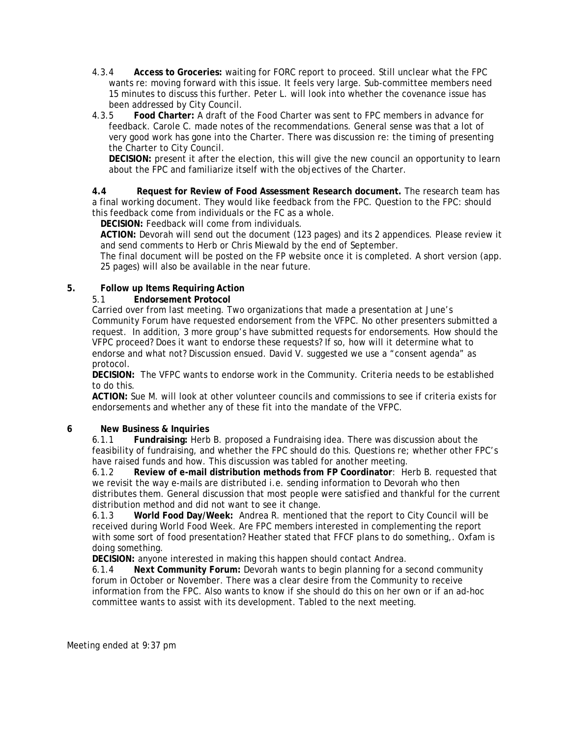4.3.4 **Access to Groceries:** waiting for FORC report to proceed. Still unclear what the FPC wants re: moving forward with this issue. It feels very large. Sub-committee members need 15 minutes to discuss this further. Peter L. will look into whether the covenance issue has been addressed by City Council.

4.3.5 **Food Charter:** A draft of the Food Charter was sent to FPC members in advance for feedback. Carole C. made notes of the recommendations. General sense was that a lot of very good work has gone into the Charter. There was discussion re: the timing of presenting the Charter to City Council.
**DECISION:** present it after the election, this will give the new council an opportunity to learn about the FPC and familiarize itself with the objectives of the Charter.

**4.4 Request for Review of Food Assessment Research document.** The research team has a final working document. They would like feedback from the FPC. Question to the FPC: should this feedback come from individuals or the FC as a whole.
**DECISION:** Feedback will come from individuals.
**ACTION:** Devorah will send out the document (123 pages) and its 2 appendices. Please review it and send comments to Herb or Chris Miewald by the end of September.
The final document will be posted on the FP website once it is completed. A short version (app. 25 pages) will also be available in the near future.

**5. Follow up Items Requiring Action**

5.1 **Endorsement Protocol**
Carried over from last meeting. Two organizations that made a presentation at June's Community Forum have requested endorsement from the VFPC. No other presenters submitted a request. In addition, 3 more group's have submitted requests for endorsements. How should the VFPC proceed? Does it want to endorse these requests? If so, how will it determine what to endorse and what not? Discussion ensued. David V. suggested we use a "consent agenda" as protocol.
**DECISION:** The VFPC wants to endorse work in the Community. Criteria needs to be established to do this.
**ACTION:** Sue M. will look at other volunteer councils and commissions to see if criteria exists for endorsements and whether any of these fit into the mandate of the VFPC.

**6 New Business & Inquiries**

6.1.1 **Fundraising:** Herb B. proposed a Fundraising idea. There was discussion about the feasibility of fundraising, and whether the FPC should do this. Questions re; whether other FPC's have raised funds and how. This discussion was tabled for another meeting.

6.1.2 **Review of e-mail distribution methods from FP Coordinator**: Herb B. requested that we revisit the way e-mails are distributed i.e. sending information to Devorah who then distributes them. General discussion that most people were satisfied and thankful for the current distribution method and did not want to see it change.

6.1.3 **World Food Day/Week:** Andrea R. mentioned that the report to City Council will be received during World Food Week. Are FPC members interested in complementing the report with some sort of food presentation? Heather stated that FFCF plans to do something,. Oxfam is doing something.
**DECISION:** anyone interested in making this happen should contact Andrea.

6.1.4 **Next Community Forum:** Devorah wants to begin planning for a second community forum in October or November. There was a clear desire from the Community to receive information from the FPC. Also wants to know if she should do this on her own or if an ad-hoc committee wants to assist with its development. Tabled to the next meeting.

Meeting ended at 9:37 pm